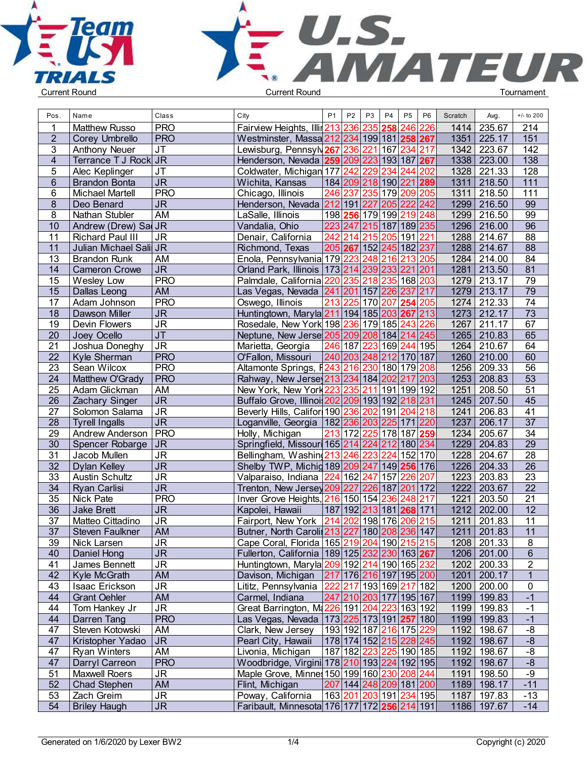Team USA Trials — U.S. Amateur

Current Round | Current Round | Tournament

| Pos. | Name | Class | City | P1 | P2 | P3 | P4 | P5 | P6 | Scratch | Avg. | +/- to 200 |
|---|---|---|---|---|---|---|---|---|---|---|---|---|
| 1 | Matthew Russo | PRO | Fairview Heights, Illir | 213 | 236 | 235 | **258** | 246 | 226 | 1414 | 235.67 | 214 |
| 2 | Corey Umbrello | PRO | Westminster, Massa | 212 | 234 | 199 | 181 | **258** | **267** | 1351 | 225.17 | 151 |
| 3 | Anthony Neuer | JT | Lewisburg, Pennsylv | **267** | 236 | 221 | 167 | 234 | 217 | 1342 | 223.67 | 142 |
| 4 | Terrance T J Rock | JR | Henderson, Nevada | **259** | 209 | 223 | 193 | 187 | **267** | 1338 | 223.00 | 138 |
| 5 | Alec Keplinger | JT | Coldwater, Michigan | 177 | 242 | 229 | 234 | 244 | 202 | 1328 | 221.33 | 128 |
| 6 | Brandon Bonta | JR | Wichita, Kansas | 184 | 209 | 218 | 190 | 221 | **289** | 1311 | 218.50 | 111 |
| 6 | Michael Martell | PRO | Chicago, Illinois | 246 | 237 | 235 | 179 | 209 | 205 | 1311 | 218.50 | 111 |
| 8 | Deo Benard | JR | Henderson, Nevada | 212 | 191 | 227 | 205 | 222 | 242 | 1299 | 216.50 | 99 |
| 8 | Nathan Stubler | AM | LaSalle, Illinois | 198 | **256** | 179 | 199 | 219 | 248 | 1299 | 216.50 | 99 |
| 10 | Andrew (Drew) Sa | JR | Vandalia, Ohio | 223 | 247 | 215 | 187 | 189 | 235 | 1296 | 216.00 | 96 |
| 11 | Richard Paul III | JR | Denair, California | 242 | 214 | 215 | 205 | 191 | 221 | 1288 | 214.67 | 88 |
| 11 | Julian Michael Sali | JR | Richmond, Texas | 205 | **267** | 152 | 245 | 182 | 237 | 1288 | 214.67 | 88 |
| 13 | Brandon Runk | AM | Enola, Pennsylvania | 179 | 223 | 248 | 216 | 213 | 205 | 1284 | 214.00 | 84 |
| 14 | Cameron Crowe | JR | Orland Park, Illinois | 173 | 214 | 239 | 233 | 221 | 201 | 1281 | 213.50 | 81 |
| 15 | Wesley Low | PRO | Palmdale, California | 220 | 235 | 218 | 235 | 168 | 203 | 1279 | 213.17 | 79 |
| 15 | Dallas Leong | AM | Las Vegas, Nevada | 241 | 201 | 157 | 226 | 237 | 217 | 1279 | 213.17 | 79 |
| 17 | Adam Johnson | PRO | Oswego, Illinois | 213 | 225 | 170 | 207 | **254** | 205 | 1274 | 212.33 | 74 |
| 18 | Dawson Miller | JR | Huntingtown, Maryla | 211 | 194 | 185 | 203 | **267** | 213 | 1273 | 212.17 | 73 |
| 19 | Devin Flowers | JR | Rosedale, New York | 198 | 236 | 179 | 185 | 243 | 226 | 1267 | 211.17 | 67 |
| 20 | Joey Ocello | JT | Neptune, New Jerse | 205 | 209 | 208 | 184 | 214 | 245 | 1265 | 210.83 | 65 |
| 21 | Joshua Doneghy | JR | Marietta, Georgia | 246 | 187 | 223 | 169 | 244 | 195 | 1264 | 210.67 | 64 |
| 22 | Kyle Sherman | PRO | O'Fallon, Missouri | 240 | 203 | 248 | 212 | 170 | 187 | 1260 | 210.00 | 60 |
| 23 | Sean Wilcox | PRO | Altamonte Springs, F | 243 | 216 | 230 | 180 | 179 | 208 | 1256 | 209.33 | 56 |
| 24 | Matthew O'Grady | PRO | Rahway, New Jerse | 213 | 234 | 184 | 202 | 217 | 203 | 1253 | 208.83 | 53 |
| 25 | Adam Glickman | AM | New York, New York | 223 | 235 | 211 | 191 | 199 | 192 | 1251 | 208.50 | 51 |
| 26 | Zachary Singer | JR | Buffalo Grove, Illinoi | 202 | 209 | 193 | 192 | 218 | 231 | 1245 | 207.50 | 45 |
| 27 | Solomon Salama | JR | Beverly Hills, Califor | 190 | 236 | 202 | 191 | 204 | 218 | 1241 | 206.83 | 41 |
| 28 | Tyrell Ingalls | JR | Loganville, Georgia | 182 | 236 | 203 | 225 | 171 | 220 | 1237 | 206.17 | 37 |
| 29 | Andrew Anderson | PRO | Holly, Michigan | 213 | 172 | 225 | 178 | 187 | **259** | 1234 | 205.67 | 34 |
| 30 | Spencer Robarge | JR | Springfield, Missouri | 165 | 214 | 224 | 212 | 180 | 234 | 1229 | 204.83 | 29 |
| 31 | Jacob Mullen | JR | Bellingham, Washin | 213 | 246 | 223 | 224 | 152 | 170 | 1228 | 204.67 | 28 |
| 32 | Dylan Kelley | JR | Shelby TWP, Michig | 189 | 209 | 247 | 149 | **256** | 176 | 1226 | 204.33 | 26 |
| 33 | Austin Schultz | JR | Valparaiso, Indiana | 224 | 162 | 247 | 157 | 226 | 207 | 1223 | 203.83 | 23 |
| 34 | Ryan Carlisi | JR | Trenton, New Jersey | 209 | 227 | 226 | 187 | 201 | 172 | 1222 | 203.67 | 22 |
| 35 | Nick Pate | PRO | Inver Grove Heights, | 216 | 150 | 154 | 236 | 248 | 217 | 1221 | 203.50 | 21 |
| 36 | Jake Brett | JR | Kapolei, Hawaii | 187 | 192 | 213 | 181 | **268** | 171 | 1212 | 202.00 | 12 |
| 37 | Matteo Cittadino | JR | Fairport, New York | 214 | 202 | 198 | 176 | 206 | 215 | 1211 | 201.83 | 11 |
| 37 | Steven Faulkner | AM | Butner, North Caroli | 213 | 227 | 180 | 208 | 236 | 147 | 1211 | 201.83 | 11 |
| 39 | Nick Larsen | JR | Cape Coral, Florida | 165 | 219 | 204 | 190 | 215 | 215 | 1208 | 201.33 | 8 |
| 40 | Daniel Hong | JR | Fullerton, California | 189 | 125 | 232 | 230 | 163 | **267** | 1206 | 201.00 | 6 |
| 41 | James Bennett | JR | Huntingtown, Maryla | 209 | 192 | 214 | 190 | 165 | 232 | 1202 | 200.33 | 2 |
| 42 | Kyle McGrath | AM | Davison, Michigan | 217 | 176 | 216 | 197 | 195 | 200 | 1201 | 200.17 | 1 |
| 43 | Isaac Erickson | JR | Lititz, Pennsylvania | 222 | 217 | 193 | 169 | 217 | 182 | 1200 | 200.00 | 0 |
| 44 | Grant Oehler | AM | Carmel, Indiana | 247 | 210 | 203 | 177 | 195 | 167 | 1199 | 199.83 | -1 |
| 44 | Tom Hankey Jr | JR | Great Barrington, Ma | 226 | 191 | 204 | 223 | 163 | 192 | 1199 | 199.83 | -1 |
| 44 | Darren Tang | PRO | Las Vegas, Nevada | 173 | 225 | 173 | 191 | **257** | 180 | 1199 | 199.83 | -1 |
| 47 | Steven Kotowski | AM | Clark, New Jersey | 193 | 192 | 187 | 216 | 175 | 229 | 1192 | 198.67 | -8 |
| 47 | Kristopher Yadao | JR | Pearl City, Hawaii | 178 | 174 | 152 | 215 | 228 | 245 | 1192 | 198.67 | -8 |
| 47 | Ryan Winters | AM | Livonia, Michigan | 187 | 182 | 223 | 225 | 190 | 185 | 1192 | 198.67 | -8 |
| 47 | Darryl Carreon | PRO | Woodbridge, Virgini | 178 | 210 | 193 | 224 | 192 | 195 | 1192 | 198.67 | -8 |
| 51 | Maxwell Roers | JR | Maple Grove, Minne | 150 | 199 | 160 | 230 | 208 | 244 | 1191 | 198.50 | -9 |
| 52 | Chad Stephen | AM | Flint, Michigan | 207 | 144 | 248 | 209 | 181 | 200 | 1189 | 198.17 | -11 |
| 53 | Zach Greim | JR | Poway, California | 163 | 201 | 203 | 191 | 234 | 195 | 1187 | 197.83 | -13 |
| 54 | Briley Haugh | JR | Faribault, Minnesota | 176 | 177 | 172 | **256** | 214 | 191 | 1186 | 197.67 | -14 |

Generated on 1/6/2020 by Lexer BW2 | Copyright (c) 2020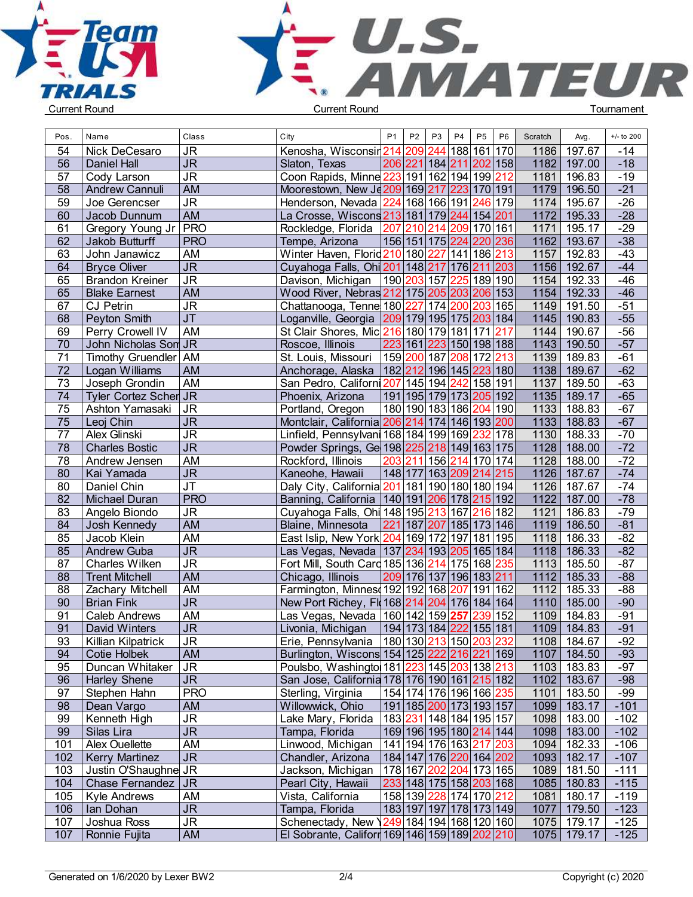Current Round | Current Round | Tournament

| Pos. | Name | Class | City | P1 | P2 | P3 | P4 | P5 | P6 | Scratch | Avg. | +/- to 200 |
|---|---|---|---|---|---|---|---|---|---|---|---|---|
| 54 | Nick DeCesaro | JR | Kenosha, Wisconsir | 214 | 209 | 244 | 188 | 161 | 170 | 1186 | 197.67 | -14 |
| 56 | Daniel Hall | JR | Slaton, Texas | 206 | 221 | 184 | 211 | 202 | 158 | 1182 | 197.00 | -18 |
| 57 | Cody Larson | JR | Coon Rapids, Minne | 223 | 191 | 162 | 194 | 199 | 212 | 1181 | 196.83 | -19 |
| 58 | Andrew Cannuli | AM | Moorestown, New Je | 209 | 169 | 217 | 223 | 170 | 191 | 1179 | 196.50 | -21 |
| 59 | Joe Gerencser | JR | Henderson, Nevada | 224 | 168 | 166 | 191 | 246 | 179 | 1174 | 195.67 | -26 |
| 60 | Jacob Dunnum | AM | La Crosse, Wiscons | 213 | 181 | 179 | 244 | 154 | 201 | 1172 | 195.33 | -28 |
| 61 | Gregory Young Jr | PRO | Rockledge, Florida | 207 | 210 | 214 | 209 | 170 | 161 | 1171 | 195.17 | -29 |
| 62 | Jakob Butturff | PRO | Tempe, Arizona | 156 | 151 | 175 | 224 | 220 | 236 | 1162 | 193.67 | -38 |
| 63 | John Janawicz | AM | Winter Haven, Florid | 210 | 180 | 227 | 141 | 186 | 213 | 1157 | 192.83 | -43 |
| 64 | Bryce Oliver | JR | Cuyahoga Falls, Ohi | 201 | 148 | 217 | 176 | 211 | 203 | 1156 | 192.67 | -44 |
| 65 | Brandon Kreiner | JR | Davison, Michigan | 190 | 203 | 157 | 225 | 189 | 190 | 1154 | 192.33 | -46 |
| 65 | Blake Earnest | AM | Wood River, Nebras | 212 | 175 | 205 | 203 | 206 | 153 | 1154 | 192.33 | -46 |
| 67 | CJ Petrin | JR | Chattanooga, Tenne | 180 | 227 | 174 | 200 | 203 | 165 | 1149 | 191.50 | -51 |
| 68 | Peyton Smith | JT | Loganville, Georgia | 209 | 179 | 195 | 175 | 203 | 184 | 1145 | 190.83 | -55 |
| 69 | Perry Crowell IV | AM | St Clair Shores, Mic | 216 | 180 | 179 | 181 | 171 | 217 | 1144 | 190.67 | -56 |
| 70 | John Nicholas Son | JR | Roscoe, Illinois | 223 | 161 | 223 | 150 | 198 | 188 | 1143 | 190.50 | -57 |
| 71 | Timothy Gruendler | AM | St. Louis, Missouri | 159 | 200 | 187 | 208 | 172 | 213 | 1139 | 189.83 | -61 |
| 72 | Logan Williams | AM | Anchorage, Alaska | 182 | 212 | 196 | 145 | 223 | 180 | 1138 | 189.67 | -62 |
| 73 | Joseph Grondin | AM | San Pedro, Californi | 207 | 145 | 194 | 242 | 158 | 191 | 1137 | 189.50 | -63 |
| 74 | Tyler Cortez Scher | JR | Phoenix, Arizona | 191 | 195 | 179 | 173 | 205 | 192 | 1135 | 189.17 | -65 |
| 75 | Ashton Yamasaki | JR | Portland, Oregon | 180 | 190 | 183 | 186 | 204 | 190 | 1133 | 188.83 | -67 |
| 75 | Leoj Chin | JR | Montclair, California | 206 | 214 | 174 | 146 | 193 | 200 | 1133 | 188.83 | -67 |
| 77 | Alex Glinski | JR | Linfield, Pennsylvani | 168 | 184 | 199 | 169 | 232 | 178 | 1130 | 188.33 | -70 |
| 78 | Charles Bostic | JR | Powder Springs, Ge | 198 | 225 | 218 | 149 | 163 | 175 | 1128 | 188.00 | -72 |
| 78 | Andrew Jensen | AM | Rockford, Illinois | 203 | 211 | 156 | 214 | 170 | 174 | 1128 | 188.00 | -72 |
| 80 | Kai Yamada | JR | Kaneohe, Hawaii | 148 | 177 | 163 | 209 | 214 | 215 | 1126 | 187.67 | -74 |
| 80 | Daniel Chin | JT | Daly City, California | 201 | 181 | 190 | 180 | 180 | 194 | 1126 | 187.67 | -74 |
| 82 | Michael Duran | PRO | Banning, California | 140 | 191 | 206 | 178 | 215 | 192 | 1122 | 187.00 | -78 |
| 83 | Angelo Biondo | JR | Cuyahoga Falls, Ohi | 148 | 195 | 213 | 167 | 216 | 182 | 1121 | 186.83 | -79 |
| 84 | Josh Kennedy | AM | Blaine, Minnesota | 221 | 187 | 207 | 185 | 173 | 146 | 1119 | 186.50 | -81 |
| 85 | Jacob Klein | AM | East Islip, New York | 204 | 169 | 172 | 197 | 181 | 195 | 1118 | 186.33 | -82 |
| 85 | Andrew Guba | JR | Las Vegas, Nevada | 137 | 234 | 193 | 205 | 165 | 184 | 1118 | 186.33 | -82 |
| 87 | Charles Wilken | JR | Fort Mill, South Caro | 185 | 136 | 214 | 175 | 168 | 235 | 1113 | 185.50 | -87 |
| 88 | Trent Mitchell | AM | Chicago, Illinois | 209 | 176 | 137 | 196 | 183 | 211 | 1112 | 185.33 | -88 |
| 88 | Zachary Mitchell | AM | Farmington, Minneso | 192 | 192 | 168 | 207 | 191 | 162 | 1112 | 185.33 | -88 |
| 90 | Brian Fink | JR | New Port Richey, Fl | 168 | 214 | 204 | 176 | 184 | 164 | 1110 | 185.00 | -90 |
| 91 | Caleb Andrews | AM | Las Vegas, Nevada | 160 | 142 | 159 | **257** | 239 | 152 | 1109 | 184.83 | -91 |
| 91 | David Winters | JR | Livonia, Michigan | 194 | 173 | 184 | 222 | 155 | 181 | 1109 | 184.83 | -91 |
| 93 | Killian Kilpatrick | JR | Erie, Pennsylvania | 180 | 130 | 213 | 150 | 203 | 232 | 1108 | 184.67 | -92 |
| 94 | Cotie Holbek | AM | Burlington, Wiscons | 154 | 125 | 222 | 216 | 221 | 169 | 1107 | 184.50 | -93 |
| 95 | Duncan Whitaker | JR | Poulsbo, Washingto | 181 | 223 | 145 | 203 | 138 | 213 | 1103 | 183.83 | -97 |
| 96 | Harley Shene | JR | San Jose, California | 178 | 176 | 190 | 161 | 215 | 182 | 1102 | 183.67 | -98 |
| 97 | Stephen Hahn | PRO | Sterling, Virginia | 154 | 174 | 176 | 196 | 166 | 235 | 1101 | 183.50 | -99 |
| 98 | Dean Vargo | AM | Willowick, Ohio | 191 | 185 | 200 | 173 | 193 | 157 | 1099 | 183.17 | -101 |
| 99 | Kenneth High | JR | Lake Mary, Florida | 183 | 231 | 148 | 184 | 195 | 157 | 1098 | 183.00 | -102 |
| 99 | Silas Lira | JR | Tampa, Florida | 169 | 196 | 195 | 180 | 214 | 144 | 1098 | 183.00 | -102 |
| 101 | Alex Ouellette | AM | Linwood, Michigan | 141 | 194 | 176 | 163 | 217 | 203 | 1094 | 182.33 | -106 |
| 102 | Kerry Martinez | JR | Chandler, Arizona | 184 | 147 | 176 | 220 | 164 | 202 | 1093 | 182.17 | -107 |
| 103 | Justin O'Shaughne | JR | Jackson, Michigan | 178 | 167 | 202 | 204 | 173 | 165 | 1089 | 181.50 | -111 |
| 104 | Chase Fernandez | JR | Pearl City, Hawaii | 233 | 148 | 175 | 158 | 203 | 168 | 1085 | 180.83 | -115 |
| 105 | Kyle Andrews | AM | Vista, California | 158 | 139 | 228 | 174 | 170 | 212 | 1081 | 180.17 | -119 |
| 106 | Ian Dohan | JR | Tampa, Florida | 183 | 197 | 197 | 178 | 173 | 149 | 1077 | 179.50 | -123 |
| 107 | Joshua Ross | JR | Schenectady, New Y | 249 | 184 | 194 | 168 | 120 | 160 | 1075 | 179.17 | -125 |
| 107 | Ronnie Fujita | AM | El Sobrante, Califorr | 169 | 146 | 159 | 189 | 202 | 210 | 1075 | 179.17 | -125 |

Generated on 1/6/2020 by Lexer BW2

Copyright (c) 2020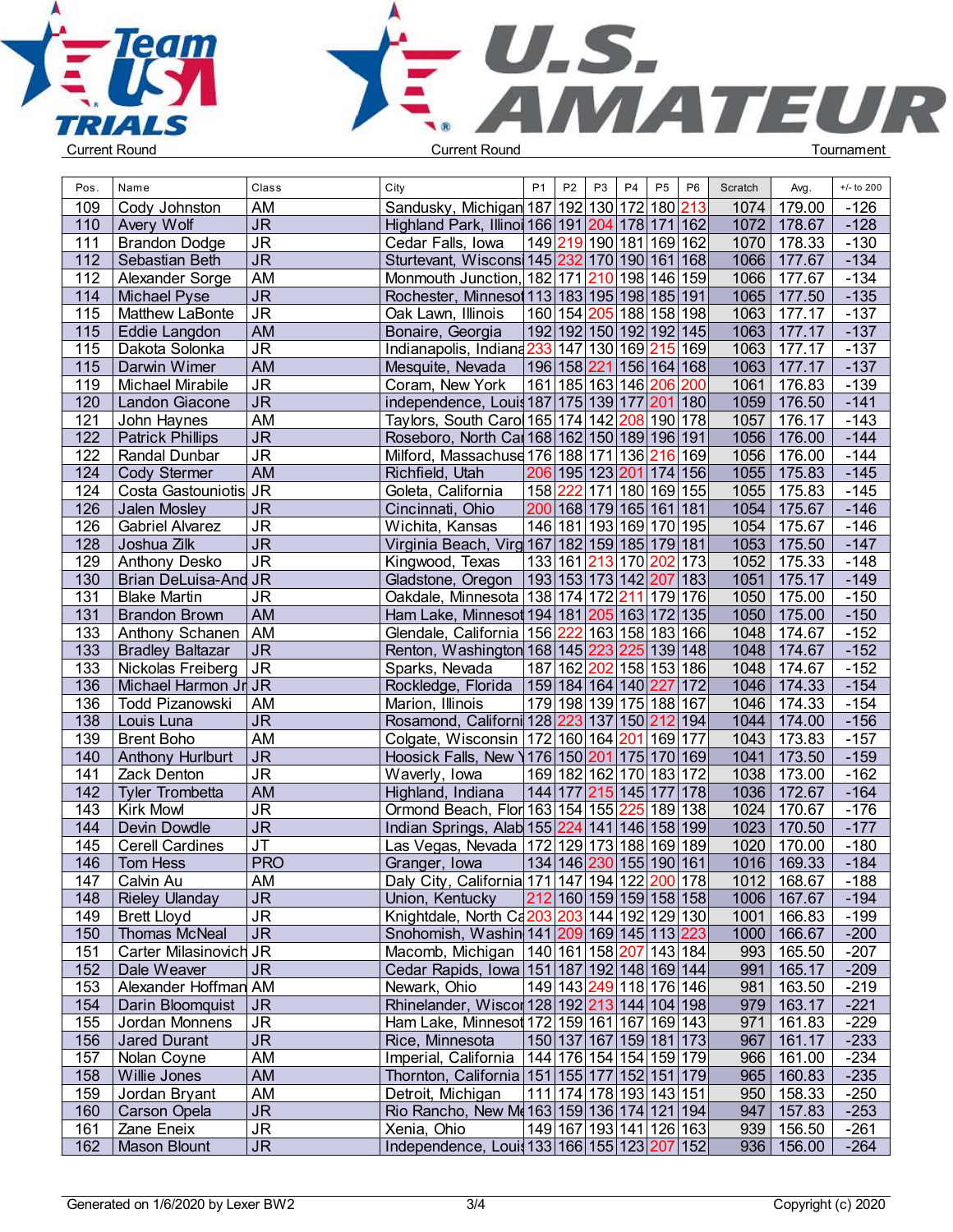Team USA Trials — U.S. Amateur

| Current Round | Current Round | Tournament |
|---|---|---|

| Pos. | Name | Class | City | P1 | P2 | P3 | P4 | P5 | P6 | Scratch | Avg. | +/- to 200 |
|---|---|---|---|---|---|---|---|---|---|---|---|---|
| 109 | Cody Johnston | AM | Sandusky, Michigan | 187 | 192 | 130 | 172 | 180 | 213 | 1074 | 179.00 | -126 |
| 110 | Avery Wolf | JR | Highland Park, Illinoi | 166 | 191 | 204 | 178 | 171 | 162 | 1072 | 178.67 | -128 |
| 111 | Brandon Dodge | JR | Cedar Falls, Iowa | 149 | 219 | 190 | 181 | 169 | 162 | 1070 | 178.33 | -130 |
| 112 | Sebastian Beth | JR | Sturtevant, Wisconsi | 145 | 232 | 170 | 190 | 161 | 168 | 1066 | 177.67 | -134 |
| 112 | Alexander Sorge | AM | Monmouth Junction, | 182 | 171 | 210 | 198 | 146 | 159 | 1066 | 177.67 | -134 |
| 114 | Michael Pyse | JR | Rochester, Minnesot | 113 | 183 | 195 | 198 | 185 | 191 | 1065 | 177.50 | -135 |
| 115 | Matthew LaBonte | JR | Oak Lawn, Illinois | 160 | 154 | 205 | 188 | 158 | 198 | 1063 | 177.17 | -137 |
| 115 | Eddie Langdon | AM | Bonaire, Georgia | 192 | 192 | 150 | 192 | 192 | 145 | 1063 | 177.17 | -137 |
| 115 | Dakota Solonka | JR | Indianapolis, Indiana | 233 | 147 | 130 | 169 | 215 | 169 | 1063 | 177.17 | -137 |
| 115 | Darwin Wimer | AM | Mesquite, Nevada | 196 | 158 | 221 | 156 | 164 | 168 | 1063 | 177.17 | -137 |
| 119 | Michael Mirabile | JR | Coram, New York | 161 | 185 | 163 | 146 | 206 | 200 | 1061 | 176.83 | -139 |
| 120 | Landon Giacone | JR | independence, Louis | 187 | 175 | 139 | 177 | 201 | 180 | 1059 | 176.50 | -141 |
| 121 | John Haynes | AM | Taylors, South Caro | 165 | 174 | 142 | 208 | 190 | 178 | 1057 | 176.17 | -143 |
| 122 | Patrick Phillips | JR | Roseboro, North Ca | 168 | 162 | 150 | 189 | 196 | 191 | 1056 | 176.00 | -144 |
| 122 | Randal Dunbar | JR | Milford, Massachuse | 176 | 188 | 171 | 136 | 216 | 169 | 1056 | 176.00 | -144 |
| 124 | Cody Stermer | AM | Richfield, Utah | 206 | 195 | 123 | 201 | 174 | 156 | 1055 | 175.83 | -145 |
| 124 | Costa Gastouniotis | JR | Goleta, California | 158 | 222 | 171 | 180 | 169 | 155 | 1055 | 175.83 | -145 |
| 126 | Jalen Mosley | JR | Cincinnati, Ohio | 200 | 168 | 179 | 165 | 161 | 181 | 1054 | 175.67 | -146 |
| 126 | Gabriel Alvarez | JR | Wichita, Kansas | 146 | 181 | 193 | 169 | 170 | 195 | 1054 | 175.67 | -146 |
| 128 | Joshua Zilk | JR | Virginia Beach, Virg | 167 | 182 | 159 | 185 | 179 | 181 | 1053 | 175.50 | -147 |
| 129 | Anthony Desko | JR | Kingwood, Texas | 133 | 161 | 213 | 170 | 202 | 173 | 1052 | 175.33 | -148 |
| 130 | Brian DeLuisa-And | JR | Gladstone, Oregon | 193 | 153 | 173 | 142 | 207 | 183 | 1051 | 175.17 | -149 |
| 131 | Blake Martin | JR | Oakdale, Minnesota | 138 | 174 | 172 | 211 | 179 | 176 | 1050 | 175.00 | -150 |
| 131 | Brandon Brown | AM | Ham Lake, Minnesot | 194 | 181 | 205 | 163 | 172 | 135 | 1050 | 175.00 | -150 |
| 133 | Anthony Schanen | AM | Glendale, California | 156 | 222 | 163 | 158 | 183 | 166 | 1048 | 174.67 | -152 |
| 133 | Bradley Baltazar | JR | Renton, Washington | 168 | 145 | 223 | 225 | 139 | 148 | 1048 | 174.67 | -152 |
| 133 | Nickolas Freiberg | JR | Sparks, Nevada | 187 | 162 | 202 | 158 | 153 | 186 | 1048 | 174.67 | -152 |
| 136 | Michael Harmon Jr | JR | Rockledge, Florida | 159 | 184 | 164 | 140 | 227 | 172 | 1046 | 174.33 | -154 |
| 136 | Todd Pizanowski | AM | Marion, Illinois | 179 | 198 | 139 | 175 | 188 | 167 | 1046 | 174.33 | -154 |
| 138 | Louis Luna | JR | Rosamond, Californi | 128 | 223 | 137 | 150 | 212 | 194 | 1044 | 174.00 | -156 |
| 139 | Brent Boho | AM | Colgate, Wisconsin | 172 | 160 | 164 | 201 | 169 | 177 | 1043 | 173.83 | -157 |
| 140 | Anthony Hurlburt | JR | Hoosick Falls, New Y | 176 | 150 | 201 | 175 | 170 | 169 | 1041 | 173.50 | -159 |
| 141 | Zack Denton | JR | Waverly, Iowa | 169 | 182 | 162 | 170 | 183 | 172 | 1038 | 173.00 | -162 |
| 142 | Tyler Trombetta | AM | Highland, Indiana | 144 | 177 | 215 | 145 | 177 | 178 | 1036 | 172.67 | -164 |
| 143 | Kirk Mowl | JR | Ormond Beach, Flor | 163 | 154 | 155 | 225 | 189 | 138 | 1024 | 170.67 | -176 |
| 144 | Devin Dowdle | JR | Indian Springs, Alab | 155 | 224 | 141 | 146 | 158 | 199 | 1023 | 170.50 | -177 |
| 145 | Cerell Cardines | JT | Las Vegas, Nevada | 172 | 129 | 173 | 188 | 169 | 189 | 1020 | 170.00 | -180 |
| 146 | Tom Hess | PRO | Granger, Iowa | 134 | 146 | 230 | 155 | 190 | 161 | 1016 | 169.33 | -184 |
| 147 | Calvin Au | AM | Daly City, California | 171 | 147 | 194 | 122 | 200 | 178 | 1012 | 168.67 | -188 |
| 148 | Rieley Ulanday | JR | Union, Kentucky | 212 | 160 | 159 | 159 | 158 | 158 | 1006 | 167.67 | -194 |
| 149 | Brett Lloyd | JR | Knightdale, North Ca | 203 | 203 | 144 | 192 | 129 | 130 | 1001 | 166.83 | -199 |
| 150 | Thomas McNeal | JR | Snohomish, Washin | 141 | 209 | 169 | 145 | 113 | 223 | 1000 | 166.67 | -200 |
| 151 | Carter Milasinovich | JR | Macomb, Michigan | 140 | 161 | 158 | 207 | 143 | 184 | 993 | 165.50 | -207 |
| 152 | Dale Weaver | JR | Cedar Rapids, Iowa | 151 | 187 | 192 | 148 | 169 | 144 | 991 | 165.17 | -209 |
| 153 | Alexander Hoffman | AM | Newark, Ohio | 149 | 143 | 249 | 118 | 176 | 146 | 981 | 163.50 | -219 |
| 154 | Darin Bloomquist | JR | Rhinelander, Wiscor | 128 | 192 | 213 | 144 | 104 | 198 | 979 | 163.17 | -221 |
| 155 | Jordan Monnens | JR | Ham Lake, Minnesot | 172 | 159 | 161 | 167 | 169 | 143 | 971 | 161.83 | -229 |
| 156 | Jared Durant | JR | Rice, Minnesota | 150 | 137 | 167 | 159 | 181 | 173 | 967 | 161.17 | -233 |
| 157 | Nolan Coyne | AM | Imperial, California | 144 | 176 | 154 | 154 | 159 | 179 | 966 | 161.00 | -234 |
| 158 | Willie Jones | AM | Thornton, California | 151 | 155 | 177 | 152 | 151 | 179 | 965 | 160.83 | -235 |
| 159 | Jordan Bryant | AM | Detroit, Michigan | 111 | 174 | 178 | 193 | 143 | 151 | 950 | 158.33 | -250 |
| 160 | Carson Opela | JR | Rio Rancho, New Me | 163 | 159 | 136 | 174 | 121 | 194 | 947 | 157.83 | -253 |
| 161 | Zane Eneix | JR | Xenia, Ohio | 149 | 167 | 193 | 141 | 126 | 163 | 939 | 156.50 | -261 |
| 162 | Mason Blount | JR | Independence, Louis | 133 | 166 | 155 | 123 | 207 | 152 | 936 | 156.00 | -264 |

Generated on 1/6/2020 by Lexer BW2 — Copyright (c) 2020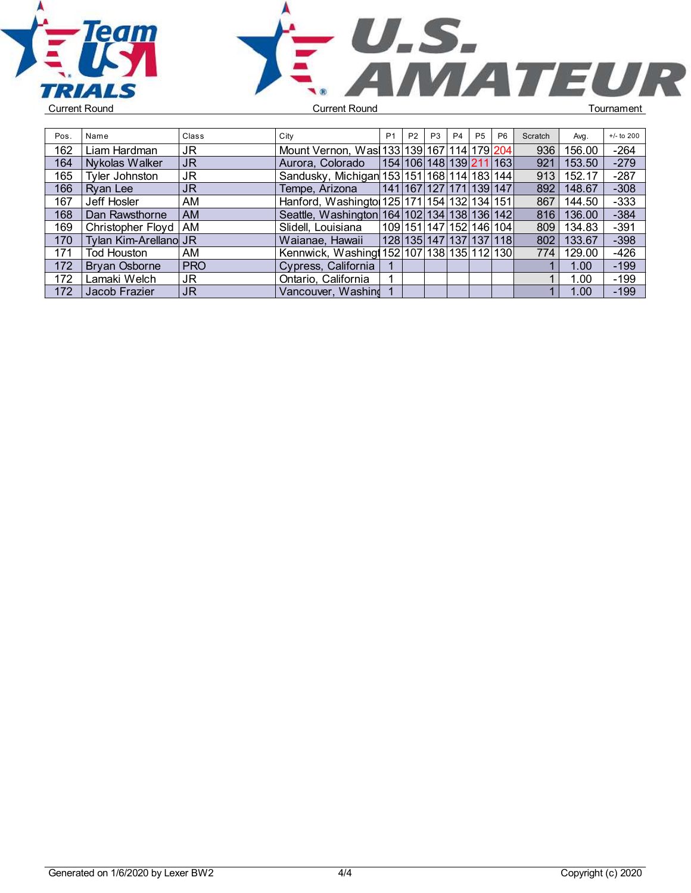Current Round | Current Round | Tournament

| Pos. | Name | Class | City | P1 | P2 | P3 | P4 | P5 | P6 | Scratch | Avg. | +/- to 200 |
|---|---|---|---|---|---|---|---|---|---|---|---|---|
| 162 | Liam Hardman | JR | Mount Vernon, Was | 133 | 139 | 167 | 114 | 179 | 204 | 936 | 156.00 | -264 |
| 164 | Nykolas Walker | JR | Aurora, Colorado | 154 | 106 | 148 | 139 | 211 | 163 | 921 | 153.50 | -279 |
| 165 | Tyler Johnston | JR | Sandusky, Michigan | 153 | 151 | 168 | 114 | 183 | 144 | 913 | 152.17 | -287 |
| 166 | Ryan Lee | JR | Tempe, Arizona | 141 | 167 | 127 | 171 | 139 | 147 | 892 | 148.67 | -308 |
| 167 | Jeff Hosler | AM | Hanford, Washingto | 125 | 171 | 154 | 132 | 134 | 151 | 867 | 144.50 | -333 |
| 168 | Dan Rawsthorne | AM | Seattle, Washington | 164 | 102 | 134 | 138 | 136 | 142 | 816 | 136.00 | -384 |
| 169 | Christopher Floyd | AM | Slidell, Louisiana | 109 | 151 | 147 | 152 | 146 | 104 | 809 | 134.83 | -391 |
| 170 | Tylan Kim-Arellano | JR | Waianae, Hawaii | 128 | 135 | 147 | 137 | 137 | 118 | 802 | 133.67 | -398 |
| 171 | Tod Houston | AM | Kennwick, Washingt | 152 | 107 | 138 | 135 | 112 | 130 | 774 | 129.00 | -426 |
| 172 | Bryan Osborne | PRO | Cypress, California | 1 | | | | | | 1 | 1.00 | -199 |
| 172 | Lamaki Welch | JR | Ontario, California | 1 | | | | | | 1 | 1.00 | -199 |
| 172 | Jacob Frazier | JR | Vancouver, Washing | 1 | | | | | | 1 | 1.00 | -199 |

Generated on 1/6/2020 by Lexer BW2 | Copyright (c) 2020